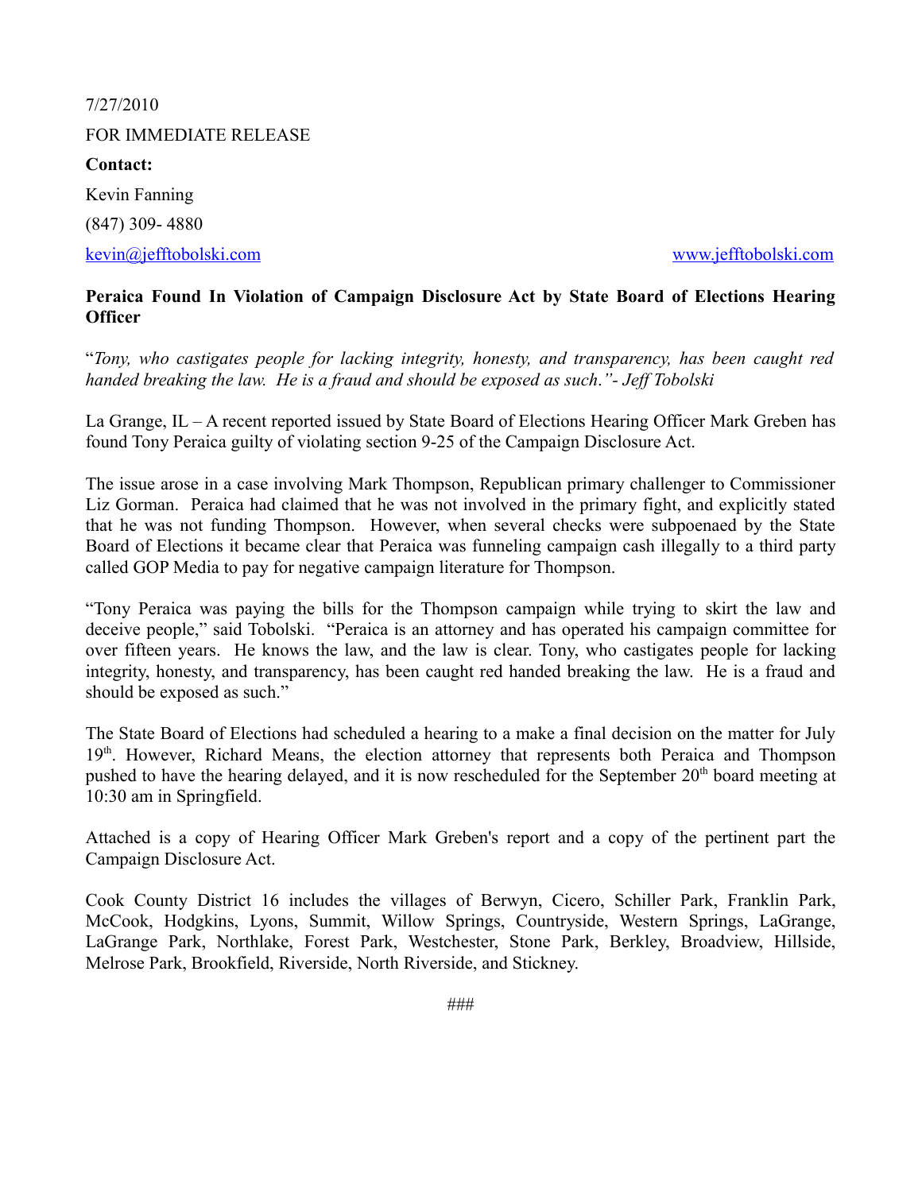7/27/2010

FOR IMMEDIATE RELEASE

**Contact:**

Kevin Fanning

(847) 309- 4880

kevin@jefftobolski.com www.jefftobolski.com

**Peraica Found In Violation of Campaign Disclosure Act by State Board of Elections Hearing Officer**

"*Tony, who castigates people for lacking integrity, honesty, and transparency, has been caught red handed breaking the law. He is a fraud and should be exposed as such."- Jeff Tobolski*

La Grange, IL – A recent reported issued by State Board of Elections Hearing Officer Mark Greben has found Tony Peraica guilty of violating section 9-25 of the Campaign Disclosure Act.

The issue arose in a case involving Mark Thompson, Republican primary challenger to Commissioner Liz Gorman. Peraica had claimed that he was not involved in the primary fight, and explicitly stated that he was not funding Thompson. However, when several checks were subpoenaed by the State Board of Elections it became clear that Peraica was funneling campaign cash illegally to a third party called GOP Media to pay for negative campaign literature for Thompson.

"Tony Peraica was paying the bills for the Thompson campaign while trying to skirt the law and deceive people," said Tobolski. "Peraica is an attorney and has operated his campaign committee for over fifteen years. He knows the law, and the law is clear. Tony, who castigates people for lacking integrity, honesty, and transparency, has been caught red handed breaking the law. He is a fraud and should be exposed as such."

The State Board of Elections had scheduled a hearing to a make a final decision on the matter for July 19th. However, Richard Means, the election attorney that represents both Peraica and Thompson pushed to have the hearing delayed, and it is now rescheduled for the September 20th board meeting at 10:30 am in Springfield.

Attached is a copy of Hearing Officer Mark Greben's report and a copy of the pertinent part the Campaign Disclosure Act.

Cook County District 16 includes the villages of Berwyn, Cicero, Schiller Park, Franklin Park, McCook, Hodgkins, Lyons, Summit, Willow Springs, Countryside, Western Springs, LaGrange, LaGrange Park, Northlake, Forest Park, Westchester, Stone Park, Berkley, Broadview, Hillside, Melrose Park, Brookfield, Riverside, North Riverside, and Stickney.

###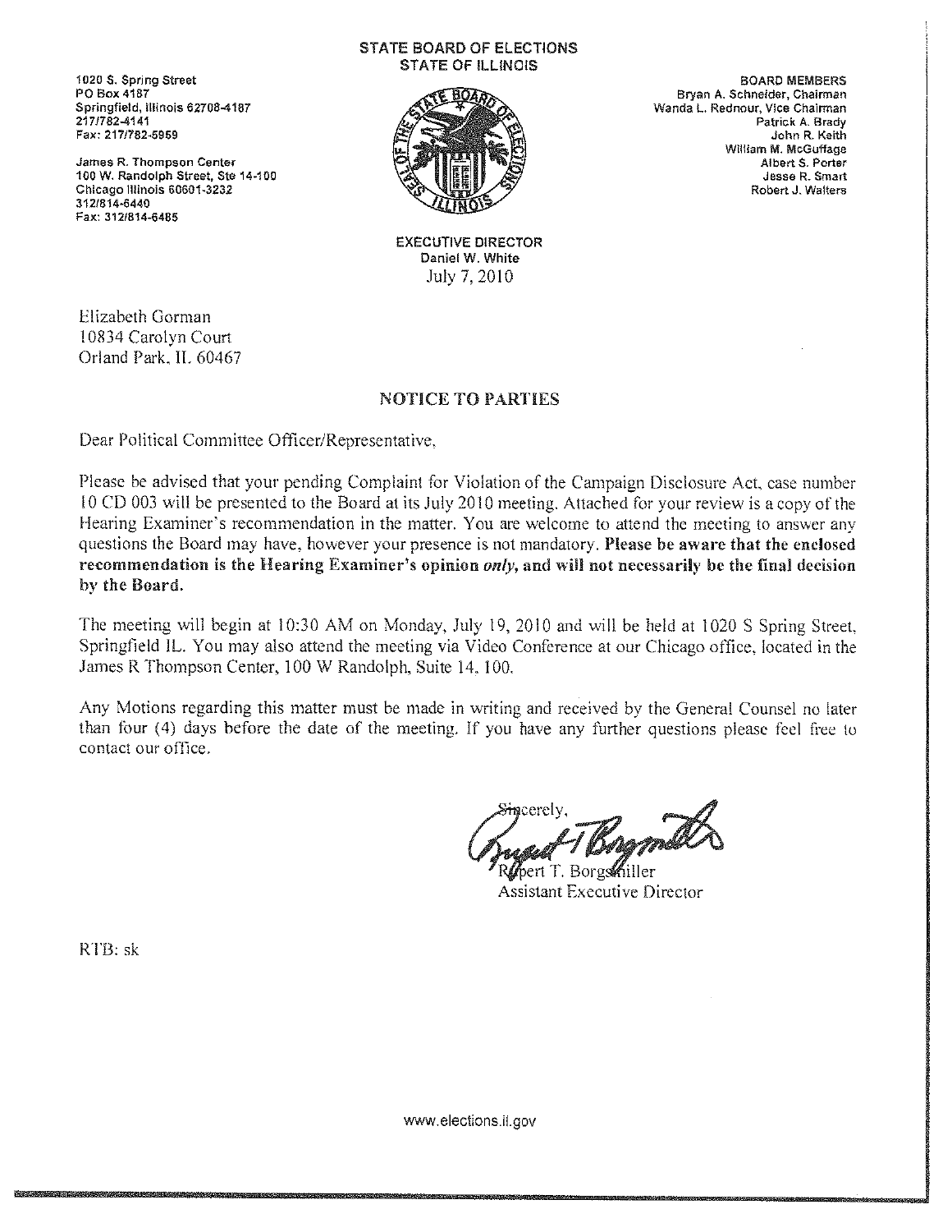**STATE BOARD OF ELECTIONS**
**STATE OF ILLINOIS**

1020 S. Spring Street
PO Box 4187
Springfield, Illinois 62708-4187
217/782-4141
Fax: 217/782-5959

James R. Thompson Center
100 W. Randolph Street, Ste 14-100
Chicago Illinois 60601-3232
312/814-6440
Fax: 312/814-6485

BOARD MEMBERS
Bryan A. Schneider, Chairman
Wanda L. Rednour, Vice Chairman
Patrick A. Brady
John R. Keith
William M. McGuffage
Albert S. Porter
Jesse R. Smart
Robert J. Walters

EXECUTIVE DIRECTOR
Daniel W. White

July 7, 2010

Elizabeth Gorman
10834 Carolyn Court
Orland Park, IL 60467

## NOTICE TO PARTIES

Dear Political Committee Officer/Representative,

Please be advised that your pending Complaint for Violation of the Campaign Disclosure Act, case number 10 CD 003 will be presented to the Board at its July 2010 meeting. Attached for your review is a copy of the Hearing Examiner's recommendation in the matter. You are welcome to attend the meeting to answer any questions the Board may have, however your presence is not mandatory. **Please be aware that the enclosed recommendation is the Hearing Examiner's opinion *only*, and will not necessarily be the final decision by the Board.**

The meeting will begin at 10:30 AM on Monday, July 19, 2010 and will be held at 1020 S Spring Street, Springfield IL. You may also attend the meeting via Video Conference at our Chicago office, located in the James R Thompson Center, 100 W Randolph, Suite 14, 100.

Any Motions regarding this matter must be made in writing and received by the General Counsel no later than four (4) days before the date of the meeting. If you have any further questions please feel free to contact our office.

Sincerely,

Rupert T. Borgsmiller
Assistant Executive Director

RTB: sk

www.elections.il.gov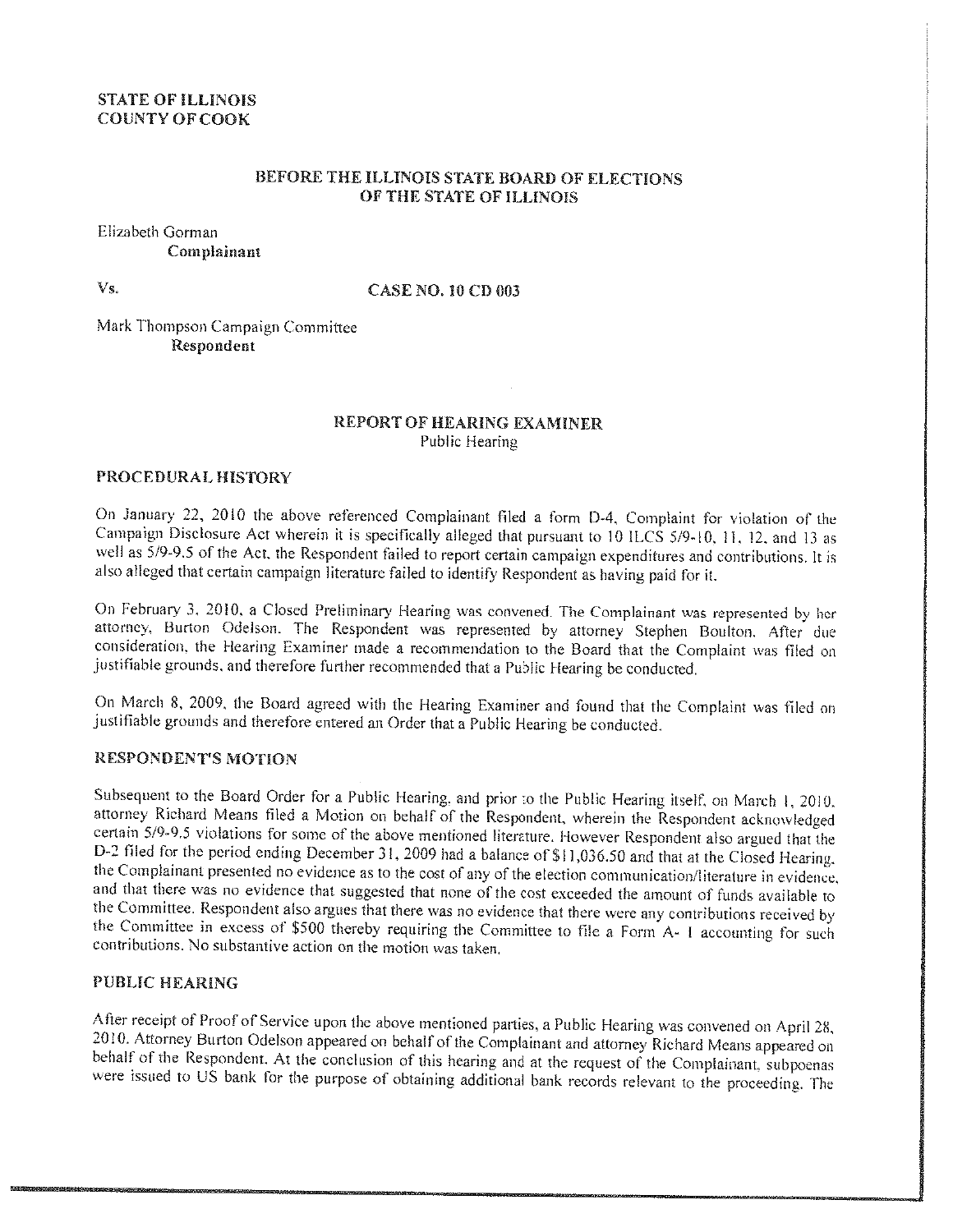STATE OF ILLINOIS
COUNTY OF COOK

BEFORE THE ILLINOIS STATE BOARD OF ELECTIONS
OF THE STATE OF ILLINOIS

Elizabeth Gorman
**Complainant**

Vs. **CASE NO. 10 CD 003**

Mark Thompson Campaign Committee
**Respondent**

## REPORT OF HEARING EXAMINER

Public Hearing

### PROCEDURAL HISTORY

On January 22, 2010 the above referenced Complainant filed a form D-4, Complaint for violation of the Campaign Disclosure Act wherein it is specifically alleged that pursuant to 10 ILCS 5/9-10, 11, 12, and 13 as well as 5/9-9.5 of the Act, the Respondent failed to report certain campaign expenditures and contributions. It is also alleged that certain campaign literature failed to identify Respondent as having paid for it.

On February 3, 2010, a Closed Preliminary Hearing was convened. The Complainant was represented by her attorney, Burton Odelson. The Respondent was represented by attorney Stephen Boulton. After due consideration, the Hearing Examiner made a recommendation to the Board that the Complaint was filed on justifiable grounds, and therefore further recommended that a Public Hearing be conducted.

On March 8, 2009, the Board agreed with the Hearing Examiner and found that the Complaint was filed on justifiable grounds and therefore entered an Order that a Public Hearing be conducted.

### RESPONDENT'S MOTION

Subsequent to the Board Order for a Public Hearing, and prior to the Public Hearing itself, on March 1, 2010, attorney Richard Means filed a Motion on behalf of the Respondent, wherein the Respondent acknowledged certain 5/9-9.5 violations for some of the above mentioned literature. However Respondent also argued that the D-2 filed for the period ending December 31, 2009 had a balance of $11,036.50 and that at the Closed Hearing, the Complainant presented no evidence as to the cost of any of the election communication/literature in evidence, and that there was no evidence that suggested that none of the cost exceeded the amount of funds available to the Committee. Respondent also argues that there was no evidence that there were any contributions received by the Committee in excess of $500 thereby requiring the Committee to file a Form A-1 accounting for such contributions. No substantive action on the motion was taken.

### PUBLIC HEARING

After receipt of Proof of Service upon the above mentioned parties, a Public Hearing was convened on April 28, 2010. Attorney Burton Odelson appeared on behalf of the Complainant and attorney Richard Means appeared on behalf of the Respondent. At the conclusion of this hearing and at the request of the Complainant, subpoenas were issued to US bank for the purpose of obtaining additional bank records relevant to the proceeding. The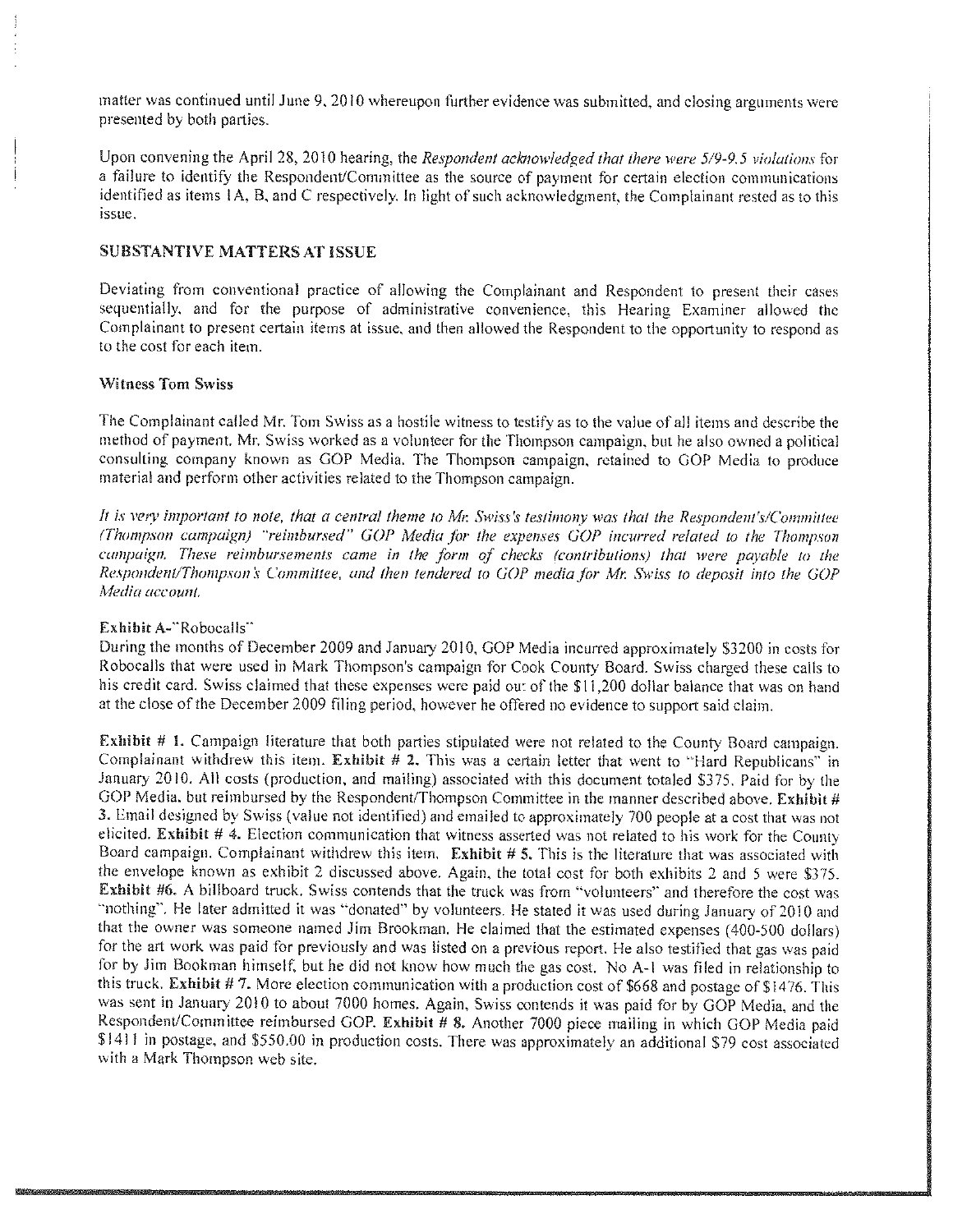matter was continued until June 9, 2010 whereupon further evidence was submitted, and closing arguments were presented by both parties.

Upon convening the April 28, 2010 hearing, the *Respondent acknowledged that there were 5/9-9.5 violations* for a failure to identify the Respondent/Committee as the source of payment for certain election communications identified as items 1A, B, and C respectively. In light of such acknowledgment, the Complainant rested as to this issue.

## SUBSTANTIVE MATTERS AT ISSUE

Deviating from conventional practice of allowing the Complainant and Respondent to present their cases sequentially, and for the purpose of administrative convenience, this Hearing Examiner allowed the Complainant to present certain items at issue, and then allowed the Respondent to the opportunity to respond as to the cost for each item.

### Witness Tom Swiss

The Complainant called Mr. Tom Swiss as a hostile witness to testify as to the value of all items and describe the method of payment. Mr. Swiss worked as a volunteer for the Thompson campaign, but he also owned a political consulting company known as GOP Media. The Thompson campaign, retained to GOP Media to produce material and perform other activities related to the Thompson campaign.

*It is very important to note, that a central theme to Mr. Swiss's testimony was that the Respondent's/Committee (Thompson campaign) "reimbursed" GOP Media for the expenses GOP incurred related to the Thompson campaign. These reimbursements came in the form of checks (contributions) that were payable to the Respondent/Thompson's Committee, and then tendered to GOP media for Mr. Swiss to deposit into the GOP Media account.*

**Exhibit A-"Robocalls"**
During the months of December 2009 and January 2010, GOP Media incurred approximately $3200 in costs for Robocalls that were used in Mark Thompson's campaign for Cook County Board. Swiss charged these calls to his credit card. Swiss claimed that these expenses were paid out of the $11,200 dollar balance that was on hand at the close of the December 2009 filing period, however he offered no evidence to support said claim.

**Exhibit # 1.** Campaign literature that both parties stipulated were not related to the County Board campaign. Complainant withdrew this item. **Exhibit # 2.** This was a certain letter that went to "Hard Republicans" in January 2010. All costs (production, and mailing) associated with this document totaled $375. Paid for by the GOP Media, but reimbursed by the Respondent/Thompson Committee in the manner described above. **Exhibit # 3.** Email designed by Swiss (value not identified) and emailed to approximately 700 people at a cost that was not elicited. **Exhibit # 4.** Election communication that witness asserted was not related to his work for the County Board campaign. Complainant withdrew this item. **Exhibit # 5.** This is the literature that was associated with the envelope known as exhibit 2 discussed above. Again, the total cost for both exhibits 2 and 5 were $375. **Exhibit #6.** A billboard truck. Swiss contends that the truck was from "volunteers" and therefore the cost was "nothing". He later admitted it was "donated" by volunteers. He stated it was used during January of 2010 and that the owner was someone named Jim Brookman. He claimed that the estimated expenses (400-500 dollars) for the art work was paid for previously and was listed on a previous report. He also testified that gas was paid for by Jim Bookman himself, but he did not know how much the gas cost. No A-1 was filed in relationship to this truck. **Exhibit # 7.** More election communication with a production cost of $668 and postage of $1476. This was sent in January 2010 to about 7000 homes. Again, Swiss contends it was paid for by GOP Media, and the Respondent/Committee reimbursed GOP. **Exhibit # 8.** Another 7000 piece mailing in which GOP Media paid $1411 in postage, and $550.00 in production costs. There was approximately an additional $79 cost associated with a Mark Thompson web site.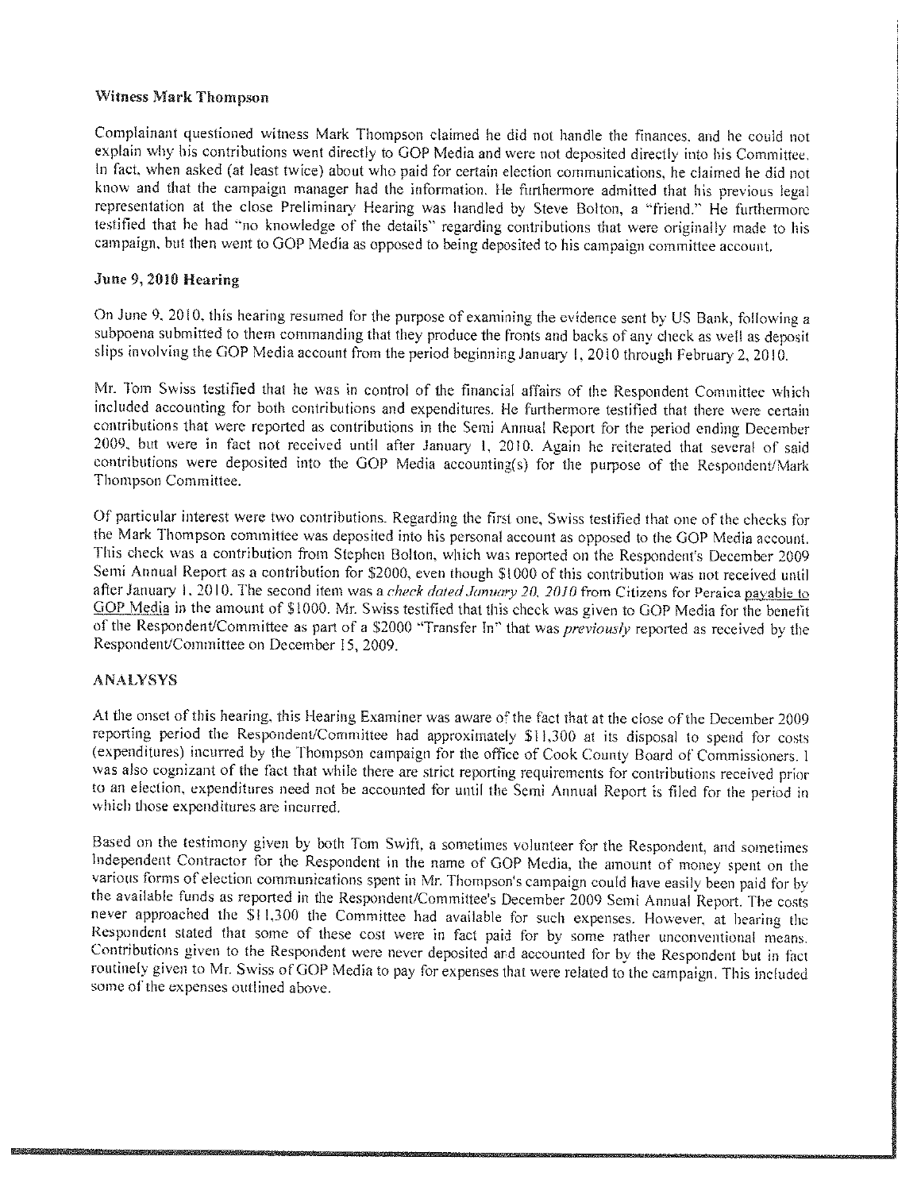**Witness Mark Thompson**

Complainant questioned witness Mark Thompson claimed he did not handle the finances, and he could not explain why his contributions went directly to GOP Media and were not deposited directly into his Committee. In fact, when asked (at least twice) about who paid for certain election communications, he claimed he did not know and that the campaign manager had the information. He furthermore admitted that his previous legal representation at the close Preliminary Hearing was handled by Steve Bolton, a "friend." He furthermore testified that he had "no knowledge of the details" regarding contributions that were originally made to his campaign, but then went to GOP Media as opposed to being deposited to his campaign committee account.

**June 9, 2010 Hearing**

On June 9, 2010, this hearing resumed for the purpose of examining the evidence sent by US Bank, following a subpoena submitted to them commanding that they produce the fronts and backs of any check as well as deposit slips involving the GOP Media account from the period beginning January 1, 2010 through February 2, 2010.

Mr. Tom Swiss testified that he was in control of the financial affairs of the Respondent Committee which included accounting for both contributions and expenditures. He furthermore testified that there were certain contributions that were reported as contributions in the Semi Annual Report for the period ending December 2009, but were in fact not received until after January 1, 2010. Again he reiterated that several of said contributions were deposited into the GOP Media accounting(s) for the purpose of the Respondent/Mark Thompson Committee.

Of particular interest were two contributions. Regarding the first one, Swiss testified that one of the checks for the Mark Thompson committee was deposited into his personal account as opposed to the GOP Media account. This check was a contribution from Stephen Bolton, which was reported on the Respondent's December 2009 Semi Annual Report as a contribution for $2000, even though $1000 of this contribution was not received until after January 1, 2010. The second item was a *check dated January 20, 2010* from Citizens for Peraica payable to GOP Media in the amount of $1000. Mr. Swiss testified that this check was given to GOP Media for the benefit of the Respondent/Committee as part of a $2000 "Transfer In" that was *previously* reported as received by the Respondent/Committee on December 15, 2009.

**ANALYSYS**

At the onset of this hearing, this Hearing Examiner was aware of the fact that at the close of the December 2009 reporting period the Respondent/Committee had approximately $11,300 at its disposal to spend for costs (expenditures) incurred by the Thompson campaign for the office of Cook County Board of Commissioners. I was also cognizant of the fact that while there are strict reporting requirements for contributions received prior to an election, expenditures need not be accounted for until the Semi Annual Report is filed for the period in which those expenditures are incurred.

Based on the testimony given by both Tom Swift, a sometimes volunteer for the Respondent, and sometimes Independent Contractor for the Respondent in the name of GOP Media, the amount of money spent on the various forms of election communications spent in Mr. Thompson's campaign could have easily been paid for by the available funds as reported in the Respondent/Committee's December 2009 Semi Annual Report. The costs never approached the $11,300 the Committee had available for such expenses. However, at hearing the Respondent stated that some of these cost were in fact paid for by some rather unconventional means. Contributions given to the Respondent were never deposited and accounted for by the Respondent but in fact routinely given to Mr. Swiss of GOP Media to pay for expenses that were related to the campaign. This included some of the expenses outlined above.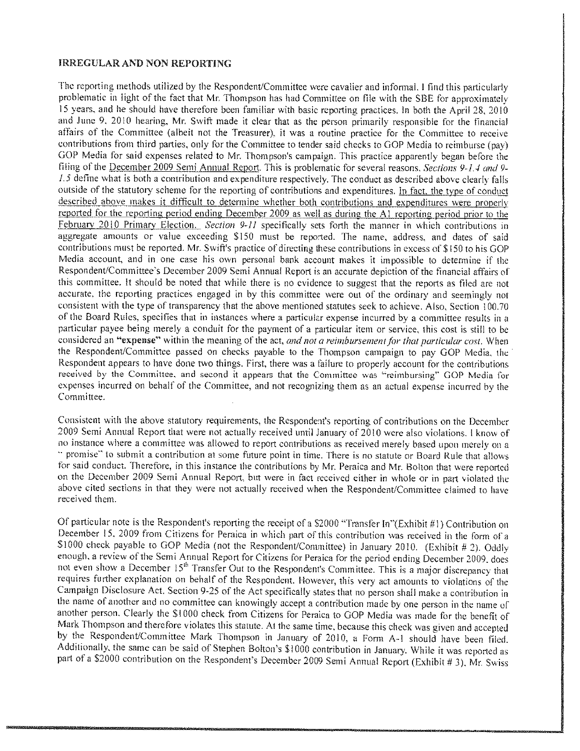## IRREGULAR AND NON REPORTING

The reporting methods utilized by the Respondent/Committee were cavalier and informal. I find this particularly problematic in light of the fact that Mr. Thompson has had Committee on file with the SBE for approximately 15 years, and he should have therefore been familiar with basic reporting practices. In both the April 28, 2010 and June 9, 2010 hearing, Mr. Swift made it clear that as the person primarily responsible for the financial affairs of the Committee (albeit not the Treasurer), it was a routine practice for the Committee to receive contributions from third parties, only for the Committee to tender said checks to GOP Media to reimburse (pay) GOP Media for said expenses related to Mr. Thompson's campaign. This practice apparently began before the filing of the December 2009 Semi Annual Report. This is problematic for several reasons. *Sections 9-1.4 and 9-1.5* define what is both a contribution and expenditure respectively. The conduct as described above clearly falls outside of the statutory scheme for the reporting of contributions and expenditures. In fact, the type of conduct described above makes it difficult to determine whether both contributions and expenditures were properly reported for the reporting period ending December 2009 as well as during the A1 reporting period prior to the February 2010 Primary Election. *Section 9-11* specifically sets forth the manner in which contributions in aggregate amounts or value exceeding $150 must be reported. The name, address, and dates of said contributions must be reported. Mr. Swift's practice of directing these contributions in excess of $150 to his GOP Media account, and in one case his own personal bank account makes it impossible to determine if the Respondent/Committee's December 2009 Semi Annual Report is an accurate depiction of the financial affairs of this committee. It should be noted that while there is no evidence to suggest that the reports as filed are not accurate, the reporting practices engaged in by this committee were out of the ordinary and seemingly not consistent with the type of transparency that the above mentioned statutes seek to achieve. Also, Section 100.70 of the Board Rules, specifies that in instances where a particular expense incurred by a committee results in a particular payee being merely a conduit for the payment of a particular item or service, this cost is still to be considered an **"expense"** within the meaning of the act, *and not a reimbursement for that particular cost.* When the Respondent/Committee passed on checks payable to the Thompson campaign to pay GOP Media, the Respondent appears to have done two things. First, there was a failure to properly account for the contributions received by the Committee, and second it appears that the Committee was "reimbursing" GOP Media for expenses incurred on behalf of the Committee, and not recognizing them as an actual expense incurred by the Committee.

Consistent with the above statutory requirements, the Respondent's reporting of contributions on the December 2009 Semi Annual Report that were not actually received until January of 2010 were also violations. I know of no instance where a committee was allowed to report contributions as received merely based upon merely on a " promise" to submit a contribution at some future point in time. There is no statute or Board Rule that allows for said conduct. Therefore, in this instance the contributions by Mr. Peraica and Mr. Bolton that were reported on the December 2009 Semi Annual Report, but were in fact received either in whole or in part violated the above cited sections in that they were not actually received when the Respondent/Committee claimed to have received them.

Of particular note is the Respondent's reporting the receipt of a $2000 "Transfer In"(Exhibit #1) Contribution on December 15, 2009 from Citizens for Peraica in which part of this contribution was received in the form of a $1000 check payable to GOP Media (not the Respondent/Committee) in January 2010. (Exhibit # 2). Oddly enough, a review of the Semi Annual Report for Citizens for Peraica for the period ending December 2009, does not even show a December 15th Transfer Out to the Respondent's Committee. This is a major discrepancy that requires further explanation on behalf of the Respondent. However, this very act amounts to violations of the Campaign Disclosure Act. Section 9-25 of the Act specifically states that no person shall make a contribution in the name of another and no committee can knowingly accept a contribution made by one person in the name of another person. Clearly the $1000 check from Citizens for Peraica to GOP Media was made for the benefit of Mark Thompson and therefore violates this statute. At the same time, because this check was given and accepted by the Respondent/Committee Mark Thompson in January of 2010, a Form A-1 should have been filed. Additionally, the same can be said of Stephen Bolton's $1000 contribution in January. While it was reported as part of a $2000 contribution on the Respondent's December 2009 Semi Annual Report (Exhibit # 3), Mr. Swiss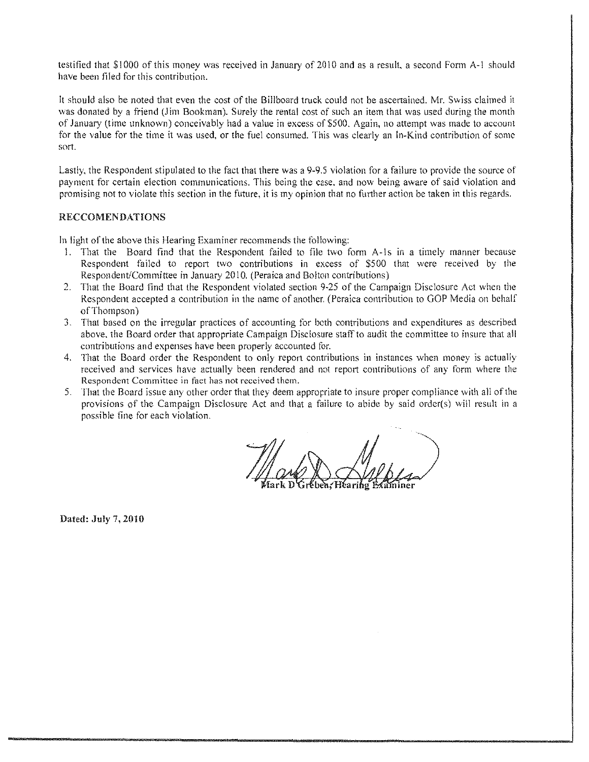testified that $1000 of this money was received in January of 2010 and as a result, a second Form A-1 should have been filed for this contribution.

It should also be noted that even the cost of the Billboard truck could not be ascertained. Mr. Swiss claimed it was donated by a friend (Jim Bookman). Surely the rental cost of such an item that was used during the month of January (time unknown) conceivably had a value in excess of $500. Again, no attempt was made to account for the value for the time it was used, or the fuel consumed. This was clearly an In-Kind contribution of some sort.

Lastly, the Respondent stipulated to the fact that there was a 9-9.5 violation for a failure to provide the source of payment for certain election communications. This being the case, and now being aware of said violation and promising not to violate this section in the future, it is my opinion that no further action be taken in this regards.

## RECCOMENDATIONS

In light of the above this Hearing Examiner recommends the following:

1. That the Board find that the Respondent failed to file two form A-1s in a timely manner because Respondent failed to report two contributions in excess of $500 that were received by the Respondent/Committee in January 2010. (Peraica and Bolton contributions)
2. That the Board find that the Respondent violated section 9-25 of the Campaign Disclosure Act when the Respondent accepted a contribution in the name of another. (Peraica contribution to GOP Media on behalf of Thompson)
3. That based on the irregular practices of accounting for both contributions and expenditures as described above, the Board order that appropriate Campaign Disclosure staff to audit the committee to insure that all contributions and expenses have been properly accounted for.
4. That the Board order the Respondent to only report contributions in instances when money is actually received and services have actually been rendered and not report contributions of any form where the Respondent Committee in fact has not received them.
5. That the Board issue any other order that they deem appropriate to insure proper compliance with all of the provisions of the Campaign Disclosure Act and that a failure to abide by said order(s) will result in a possible fine for each violation.

Mark D Greben, Hearing Examiner

**Dated: July 7, 2010**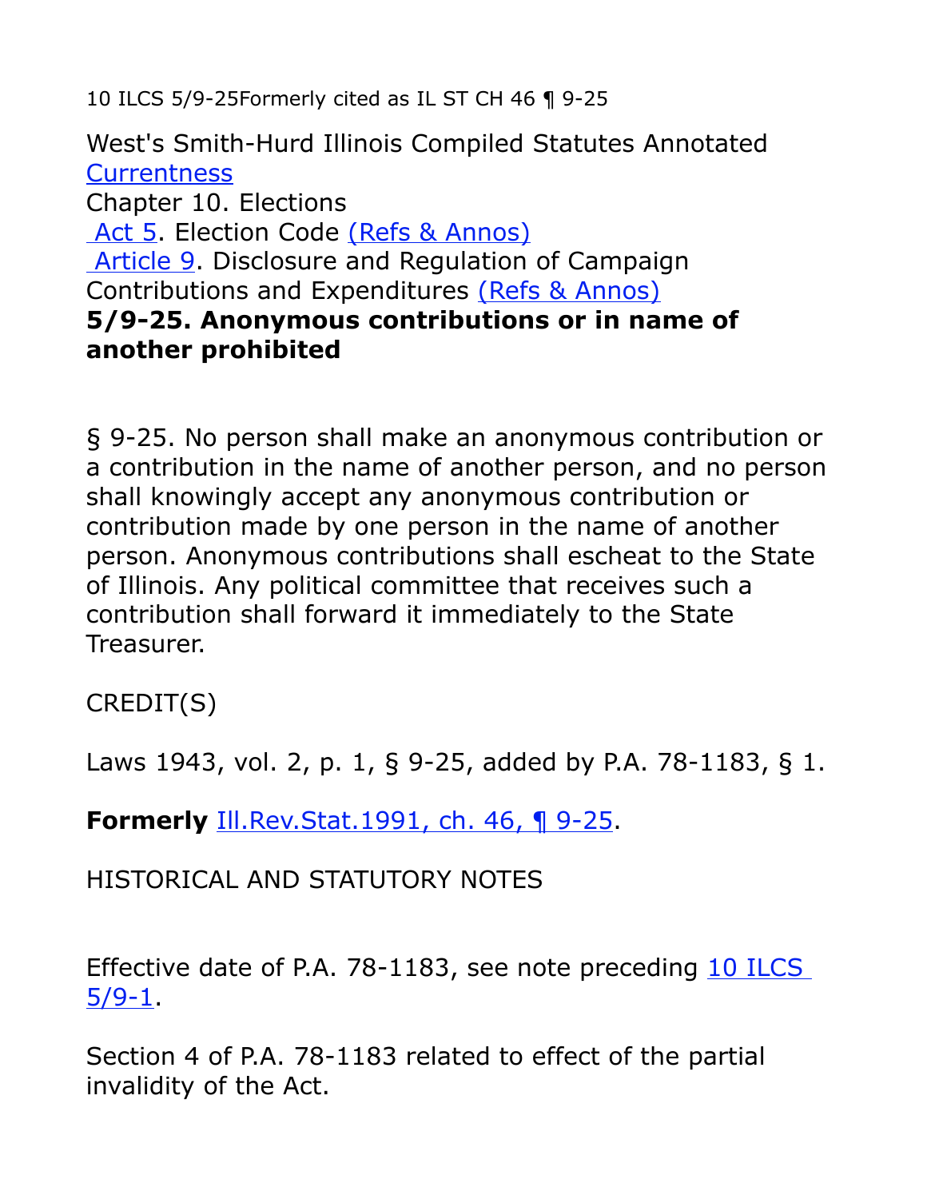10 ILCS 5/9-25Formerly cited as IL ST CH 46 ¶ 9-25

West's Smith-Hurd Illinois Compiled Statutes Annotated
Currentness
Chapter 10. Elections
Act 5. Election Code (Refs & Annos)
Article 9. Disclosure and Regulation of Campaign Contributions and Expenditures (Refs & Annos)

**5/9-25. Anonymous contributions or in name of another prohibited**

§ 9-25. No person shall make an anonymous contribution or a contribution in the name of another person, and no person shall knowingly accept any anonymous contribution or contribution made by one person in the name of another person. Anonymous contributions shall escheat to the State of Illinois. Any political committee that receives such a contribution shall forward it immediately to the State Treasurer.

CREDIT(S)

Laws 1943, vol. 2, p. 1, § 9-25, added by P.A. 78-1183, § 1.

**Formerly** Ill.Rev.Stat.1991, ch. 46, ¶ 9-25.

HISTORICAL AND STATUTORY NOTES

Effective date of P.A. 78-1183, see note preceding 10 ILCS 5/9-1.

Section 4 of P.A. 78-1183 related to effect of the partial invalidity of the Act.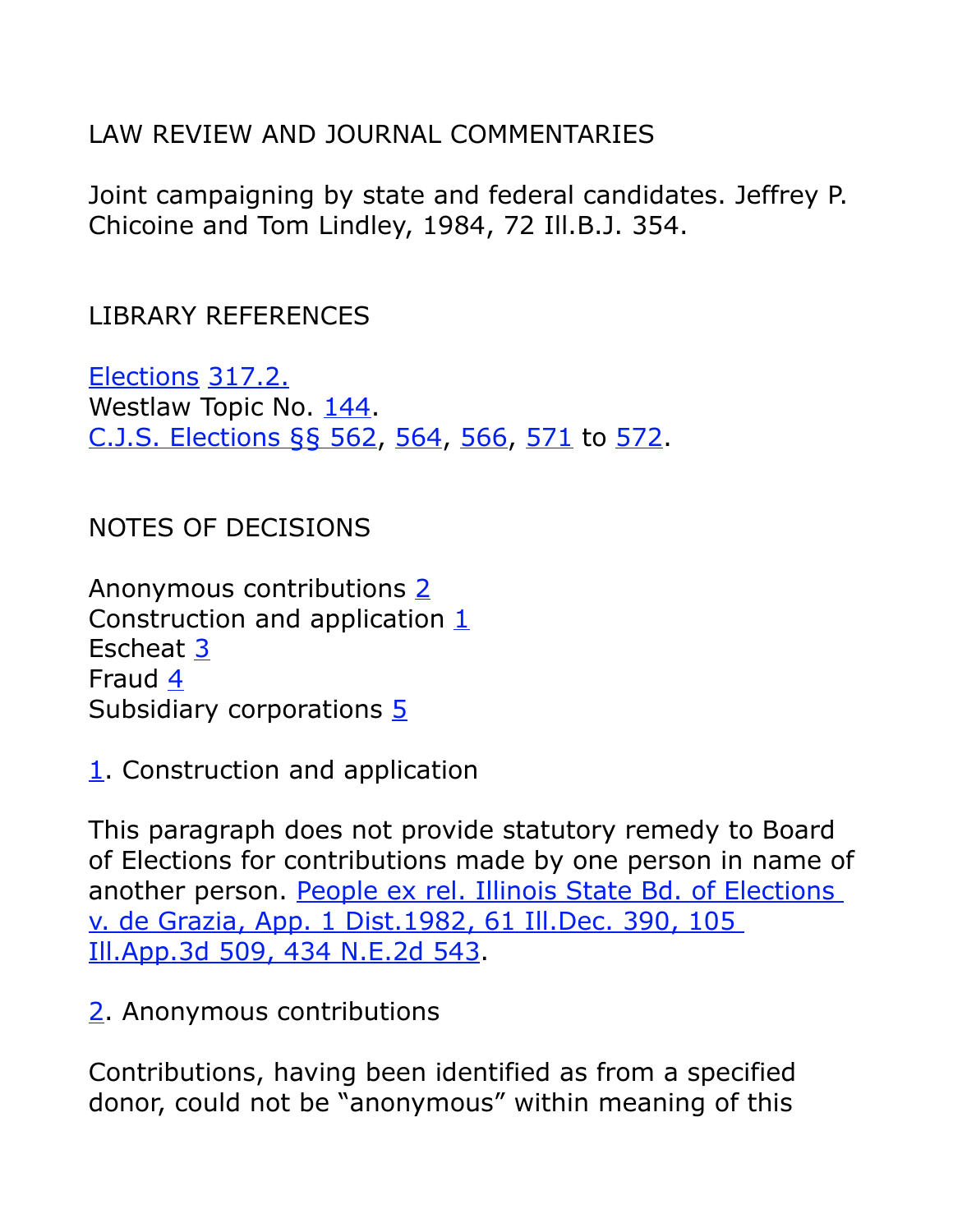LAW REVIEW AND JOURNAL COMMENTARIES

Joint campaigning by state and federal candidates. Jeffrey P. Chicoine and Tom Lindley, 1984, 72 Ill.B.J. 354.

LIBRARY REFERENCES

Elections 317.2.
Westlaw Topic No. 144.
C.J.S. Elections §§ 562, 564, 566, 571 to 572.

NOTES OF DECISIONS

Anonymous contributions 2
Construction and application 1
Escheat 3
Fraud 4
Subsidiary corporations 5

1. Construction and application

This paragraph does not provide statutory remedy to Board of Elections for contributions made by one person in name of another person. People ex rel. Illinois State Bd. of Elections v. de Grazia, App. 1 Dist.1982, 61 Ill.Dec. 390, 105 Ill.App.3d 509, 434 N.E.2d 543.

2. Anonymous contributions

Contributions, having been identified as from a specified donor, could not be "anonymous" within meaning of this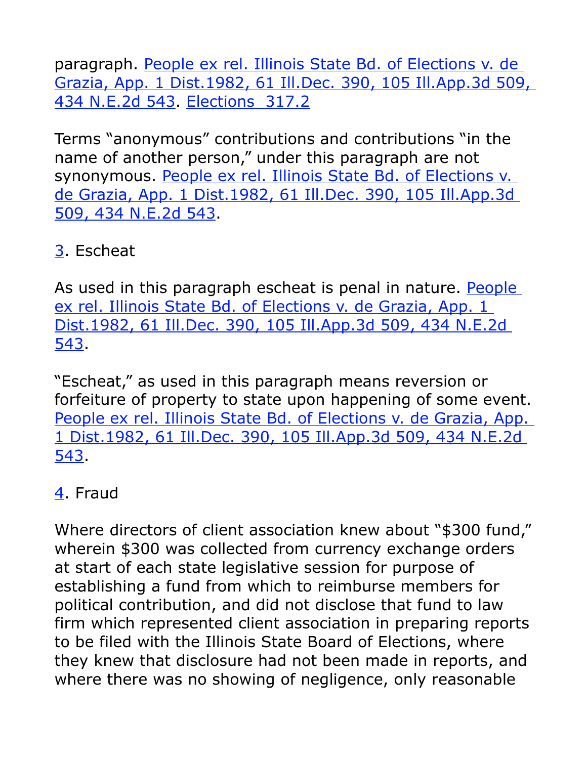paragraph. People ex rel. Illinois State Bd. of Elections v. de Grazia, App. 1 Dist.1982, 61 Ill.Dec. 390, 105 Ill.App.3d 509, 434 N.E.2d 543. Elections 317.2

Terms "anonymous" contributions and contributions "in the name of another person," under this paragraph are not synonymous. People ex rel. Illinois State Bd. of Elections v. de Grazia, App. 1 Dist.1982, 61 Ill.Dec. 390, 105 Ill.App.3d 509, 434 N.E.2d 543.

3. Escheat

As used in this paragraph escheat is penal in nature. People ex rel. Illinois State Bd. of Elections v. de Grazia, App. 1 Dist.1982, 61 Ill.Dec. 390, 105 Ill.App.3d 509, 434 N.E.2d 543.

"Escheat," as used in this paragraph means reversion or forfeiture of property to state upon happening of some event. People ex rel. Illinois State Bd. of Elections v. de Grazia, App. 1 Dist.1982, 61 Ill.Dec. 390, 105 Ill.App.3d 509, 434 N.E.2d 543.

4. Fraud

Where directors of client association knew about "$300 fund," wherein $300 was collected from currency exchange orders at start of each state legislative session for purpose of establishing a fund from which to reimburse members for political contribution, and did not disclose that fund to law firm which represented client association in preparing reports to be filed with the Illinois State Board of Elections, where they knew that disclosure had not been made in reports, and where there was no showing of negligence, only reasonable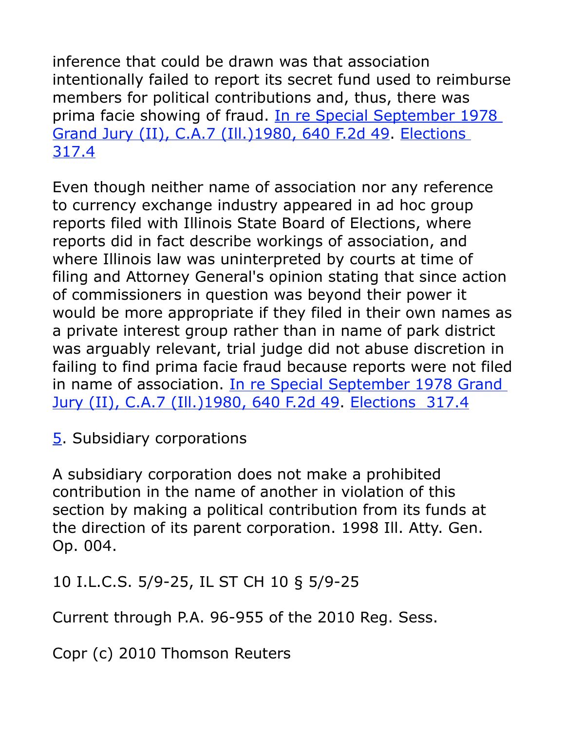inference that could be drawn was that association intentionally failed to report its secret fund used to reimburse members for political contributions and, thus, there was prima facie showing of fraud. In re Special September 1978 Grand Jury (II), C.A.7 (Ill.)1980, 640 F.2d 49. Elections 317.4

Even though neither name of association nor any reference to currency exchange industry appeared in ad hoc group reports filed with Illinois State Board of Elections, where reports did in fact describe workings of association, and where Illinois law was uninterpreted by courts at time of filing and Attorney General's opinion stating that since action of commissioners in question was beyond their power it would be more appropriate if they filed in their own names as a private interest group rather than in name of park district was arguably relevant, trial judge did not abuse discretion in failing to find prima facie fraud because reports were not filed in name of association. In re Special September 1978 Grand Jury (II), C.A.7 (Ill.)1980, 640 F.2d 49. Elections 317.4

5. Subsidiary corporations

A subsidiary corporation does not make a prohibited contribution in the name of another in violation of this section by making a political contribution from its funds at the direction of its parent corporation. 1998 Ill. Atty. Gen. Op. 004.

10 I.L.C.S. 5/9-25, IL ST CH 10 § 5/9-25

Current through P.A. 96-955 of the 2010 Reg. Sess.

Copr (c) 2010 Thomson Reuters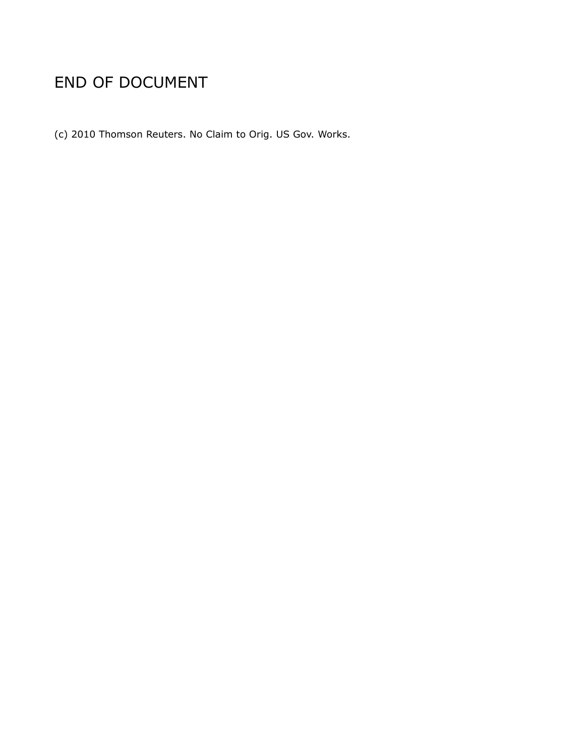END OF DOCUMENT

(c) 2010 Thomson Reuters. No Claim to Orig. US Gov. Works.